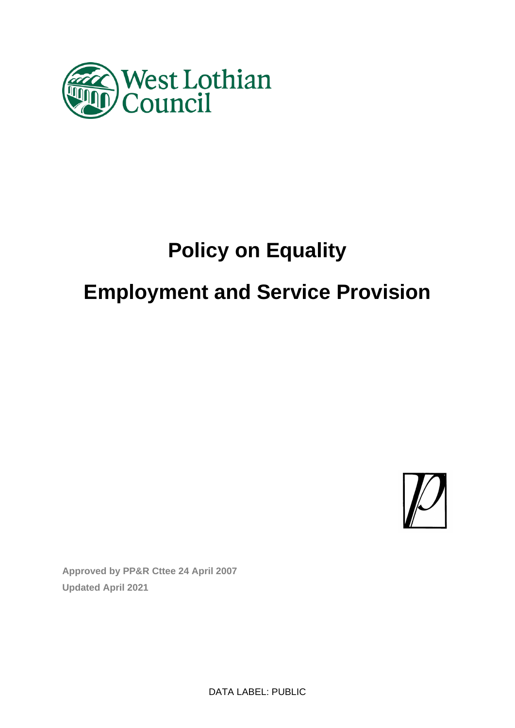West Lothian Council

# Policy on Equality

# Employment and Service Provision

**Approved by PP&R Cttee 24 April 2007**
**Updated April 2021**

DATA LABEL: PUBLIC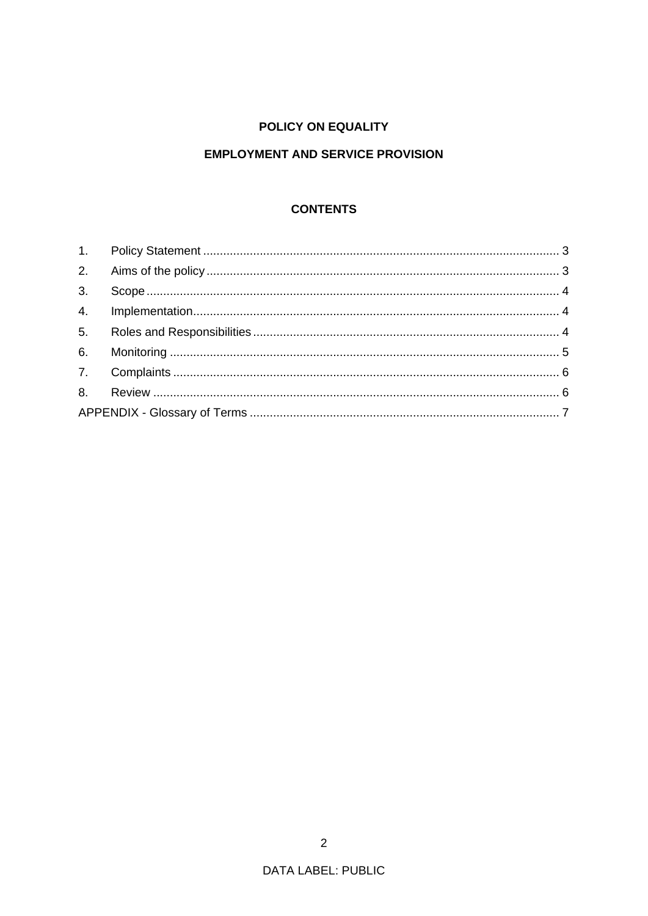**POLICY ON EQUALITY**

**EMPLOYMENT AND SERVICE PROVISION**

**CONTENTS**

1. Policy Statement ........ 3
2. Aims of the policy ........ 3
3. Scope ........ 4
4. Implementation ........ 4
5. Roles and Responsibilities ........ 4
6. Monitoring ........ 5
7. Complaints ........ 6
8. Review ........ 6

APPENDIX - Glossary of Terms ........ 7

DATA LABEL: PUBLIC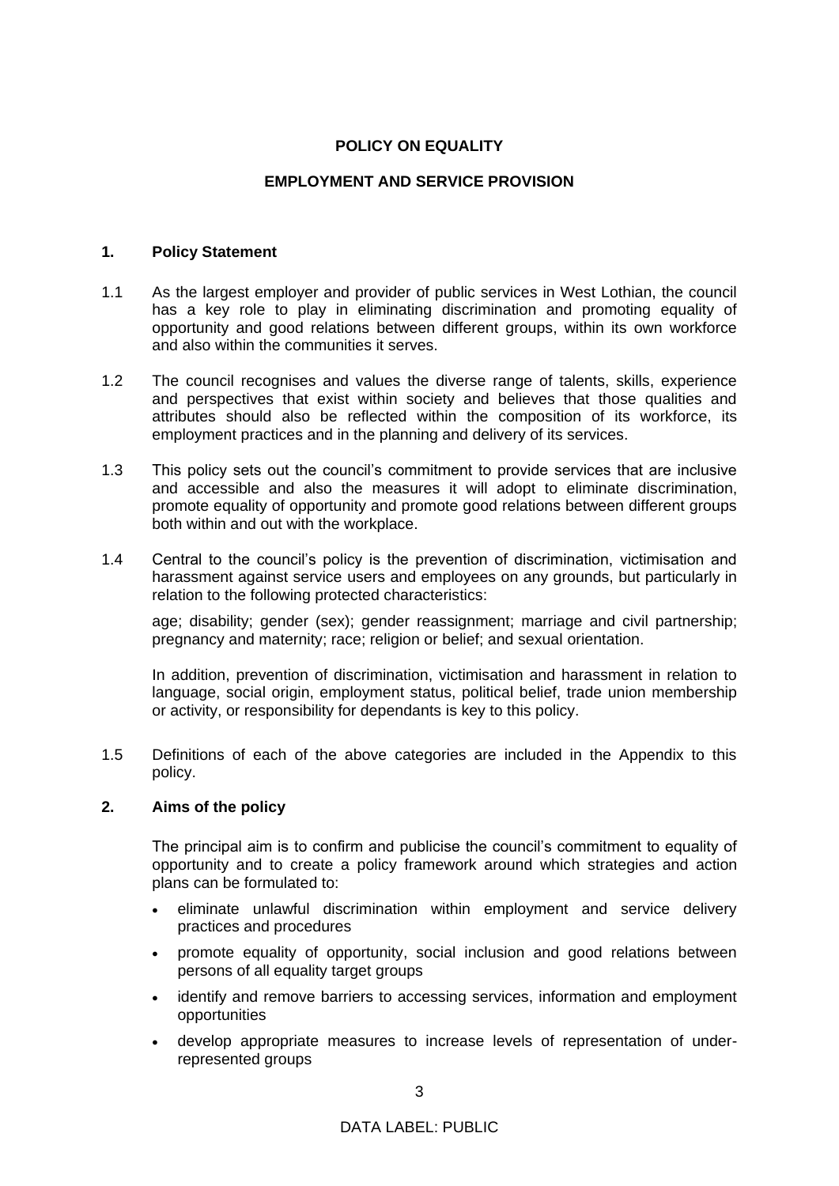# POLICY ON EQUALITY

## EMPLOYMENT AND SERVICE PROVISION

### 1. Policy Statement

1.1 As the largest employer and provider of public services in West Lothian, the council has a key role to play in eliminating discrimination and promoting equality of opportunity and good relations between different groups, within its own workforce and also within the communities it serves.

1.2 The council recognises and values the diverse range of talents, skills, experience and perspectives that exist within society and believes that those qualities and attributes should also be reflected within the composition of its workforce, its employment practices and in the planning and delivery of its services.

1.3 This policy sets out the council's commitment to provide services that are inclusive and accessible and also the measures it will adopt to eliminate discrimination, promote equality of opportunity and promote good relations between different groups both within and out with the workplace.

1.4 Central to the council's policy is the prevention of discrimination, victimisation and harassment against service users and employees on any grounds, but particularly in relation to the following protected characteristics:

age; disability; gender (sex); gender reassignment; marriage and civil partnership; pregnancy and maternity; race; religion or belief; and sexual orientation.

In addition, prevention of discrimination, victimisation and harassment in relation to language, social origin, employment status, political belief, trade union membership or activity, or responsibility for dependants is key to this policy.

1.5 Definitions of each of the above categories are included in the Appendix to this policy.

### 2. Aims of the policy

The principal aim is to confirm and publicise the council's commitment to equality of opportunity and to create a policy framework around which strategies and action plans can be formulated to:

- eliminate unlawful discrimination within employment and service delivery practices and procedures
- promote equality of opportunity, social inclusion and good relations between persons of all equality target groups
- identify and remove barriers to accessing services, information and employment opportunities
- develop appropriate measures to increase levels of representation of under-represented groups

DATA LABEL: PUBLIC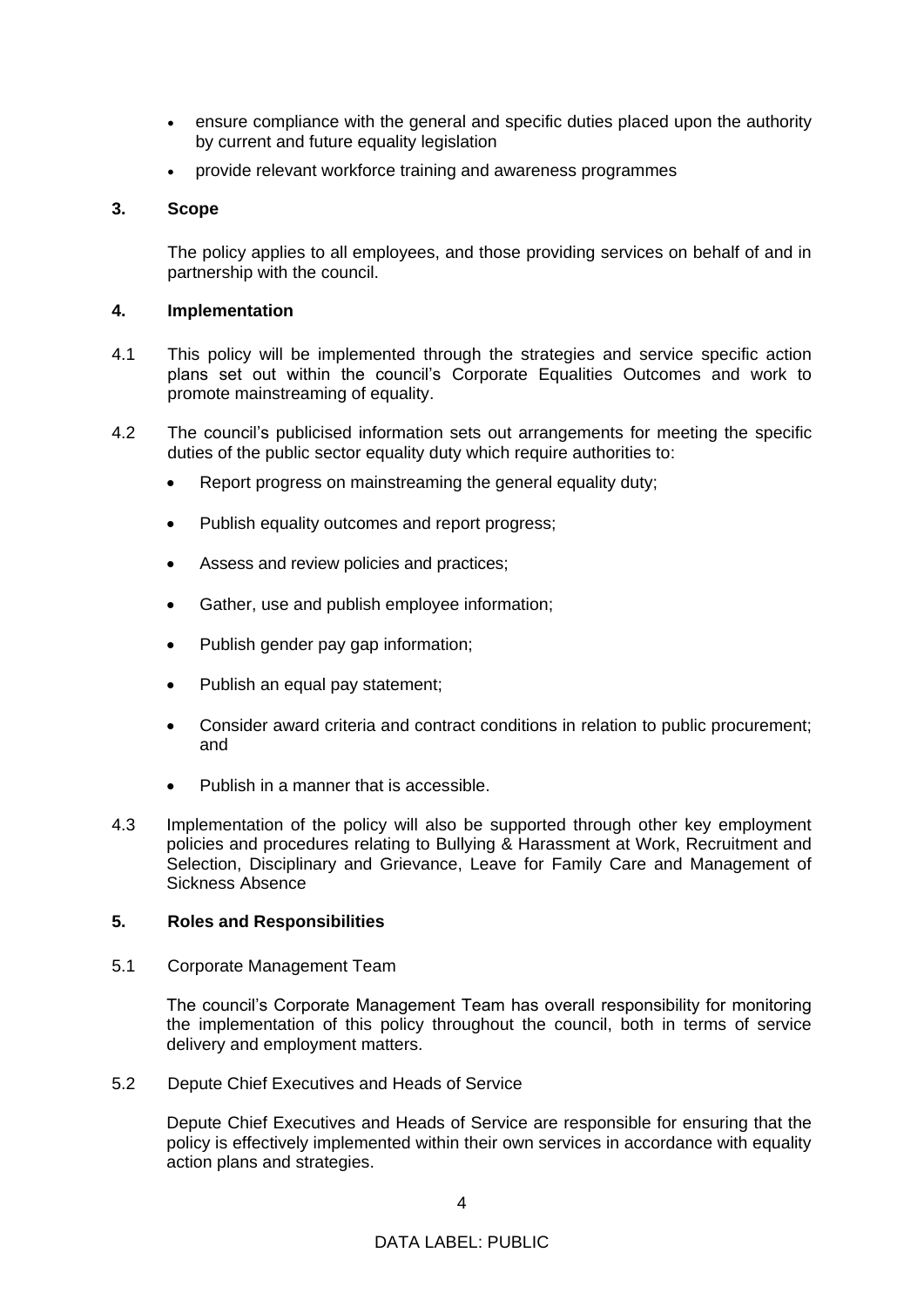- ensure compliance with the general and specific duties placed upon the authority by current and future equality legislation
- provide relevant workforce training and awareness programmes

## 3. Scope

The policy applies to all employees, and those providing services on behalf of and in partnership with the council.

## 4. Implementation

4.1 This policy will be implemented through the strategies and service specific action plans set out within the council's Corporate Equalities Outcomes and work to promote mainstreaming of equality.

4.2 The council's publicised information sets out arrangements for meeting the specific duties of the public sector equality duty which require authorities to:

- Report progress on mainstreaming the general equality duty;
- Publish equality outcomes and report progress;
- Assess and review policies and practices;
- Gather, use and publish employee information;
- Publish gender pay gap information;
- Publish an equal pay statement;
- Consider award criteria and contract conditions in relation to public procurement; and
- Publish in a manner that is accessible.

4.3 Implementation of the policy will also be supported through other key employment policies and procedures relating to Bullying & Harassment at Work, Recruitment and Selection, Disciplinary and Grievance, Leave for Family Care and Management of Sickness Absence

## 5. Roles and Responsibilities

5.1 Corporate Management Team

The council's Corporate Management Team has overall responsibility for monitoring the implementation of this policy throughout the council, both in terms of service delivery and employment matters.

5.2 Depute Chief Executives and Heads of Service

Depute Chief Executives and Heads of Service are responsible for ensuring that the policy is effectively implemented within their own services in accordance with equality action plans and strategies.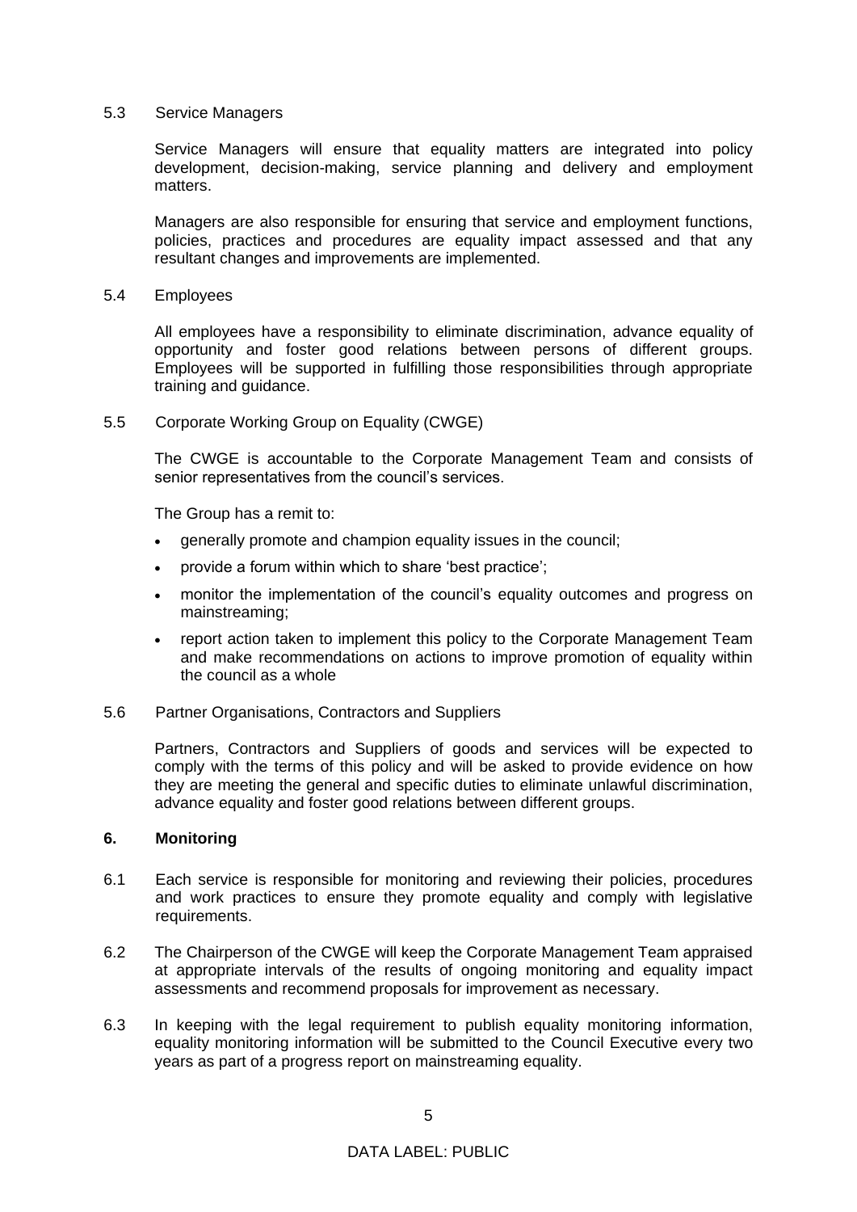5.3 Service Managers

Service Managers will ensure that equality matters are integrated into policy development, decision-making, service planning and delivery and employment matters.

Managers are also responsible for ensuring that service and employment functions, policies, practices and procedures are equality impact assessed and that any resultant changes and improvements are implemented.

5.4 Employees

All employees have a responsibility to eliminate discrimination, advance equality of opportunity and foster good relations between persons of different groups. Employees will be supported in fulfilling those responsibilities through appropriate training and guidance.

5.5 Corporate Working Group on Equality (CWGE)

The CWGE is accountable to the Corporate Management Team and consists of senior representatives from the council's services.

The Group has a remit to:

- generally promote and champion equality issues in the council;
- provide a forum within which to share 'best practice';
- monitor the implementation of the council's equality outcomes and progress on mainstreaming;
- report action taken to implement this policy to the Corporate Management Team and make recommendations on actions to improve promotion of equality within the council as a whole

5.6 Partner Organisations, Contractors and Suppliers

Partners, Contractors and Suppliers of goods and services will be expected to comply with the terms of this policy and will be asked to provide evidence on how they are meeting the general and specific duties to eliminate unlawful discrimination, advance equality and foster good relations between different groups.

## 6. Monitoring

6.1 Each service is responsible for monitoring and reviewing their policies, procedures and work practices to ensure they promote equality and comply with legislative requirements.

6.2 The Chairperson of the CWGE will keep the Corporate Management Team appraised at appropriate intervals of the results of ongoing monitoring and equality impact assessments and recommend proposals for improvement as necessary.

6.3 In keeping with the legal requirement to publish equality monitoring information, equality monitoring information will be submitted to the Council Executive every two years as part of a progress report on mainstreaming equality.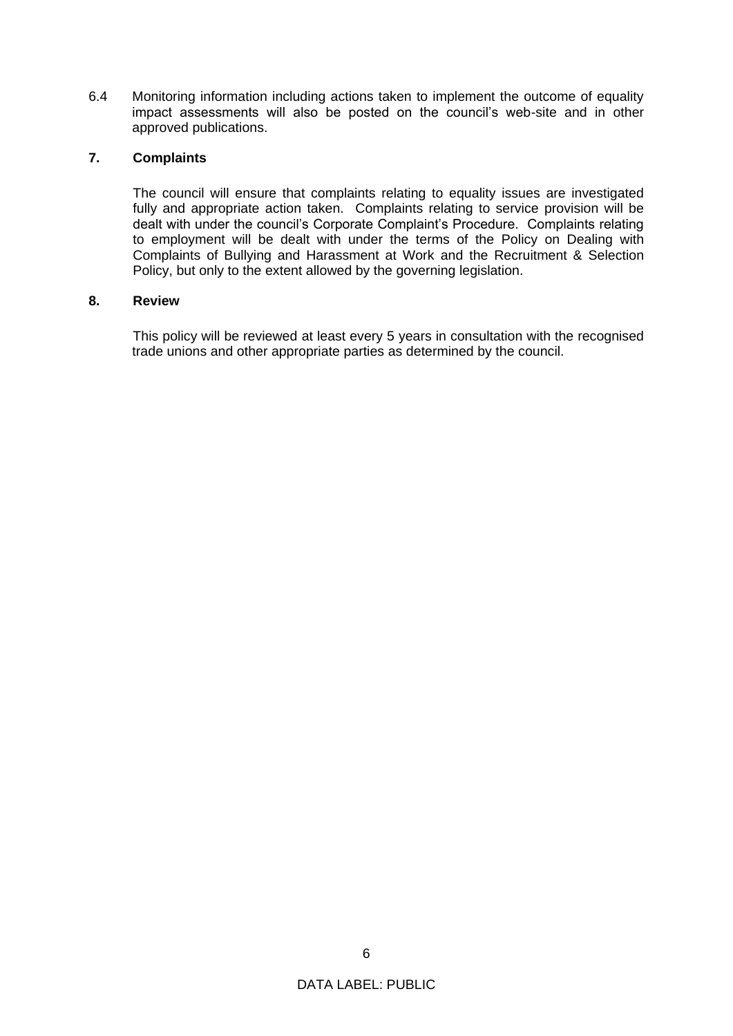6.4 Monitoring information including actions taken to implement the outcome of equality impact assessments will also be posted on the council's web-site and in other approved publications.

## 7. Complaints

The council will ensure that complaints relating to equality issues are investigated fully and appropriate action taken. Complaints relating to service provision will be dealt with under the council's Corporate Complaint's Procedure. Complaints relating to employment will be dealt with under the terms of the Policy on Dealing with Complaints of Bullying and Harassment at Work and the Recruitment & Selection Policy, but only to the extent allowed by the governing legislation.

## 8. Review

This policy will be reviewed at least every 5 years in consultation with the recognised trade unions and other appropriate parties as determined by the council.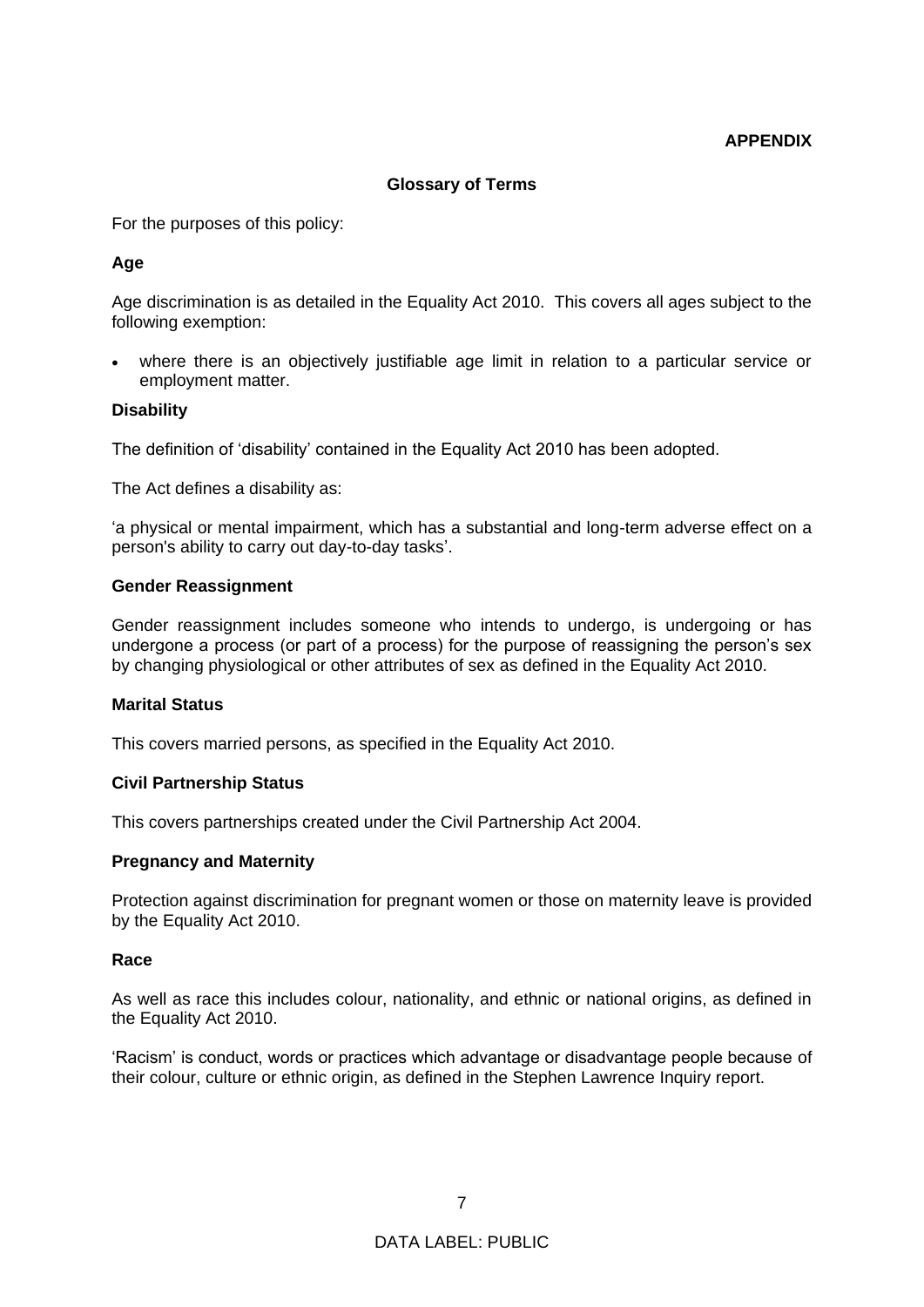**APPENDIX**

## Glossary of Terms

For the purposes of this policy:

### Age

Age discrimination is as detailed in the Equality Act 2010. This covers all ages subject to the following exemption:

- where there is an objectively justifiable age limit in relation to a particular service or employment matter.

### Disability

The definition of 'disability' contained in the Equality Act 2010 has been adopted.

The Act defines a disability as:

'a physical or mental impairment, which has a substantial and long-term adverse effect on a person's ability to carry out day-to-day tasks'.

### Gender Reassignment

Gender reassignment includes someone who intends to undergo, is undergoing or has undergone a process (or part of a process) for the purpose of reassigning the person's sex by changing physiological or other attributes of sex as defined in the Equality Act 2010.

### Marital Status

This covers married persons, as specified in the Equality Act 2010.

### Civil Partnership Status

This covers partnerships created under the Civil Partnership Act 2004.

### Pregnancy and Maternity

Protection against discrimination for pregnant women or those on maternity leave is provided by the Equality Act 2010.

### Race

As well as race this includes colour, nationality, and ethnic or national origins, as defined in the Equality Act 2010.

'Racism' is conduct, words or practices which advantage or disadvantage people because of their colour, culture or ethnic origin, as defined in the Stephen Lawrence Inquiry report.

DATA LABEL: PUBLIC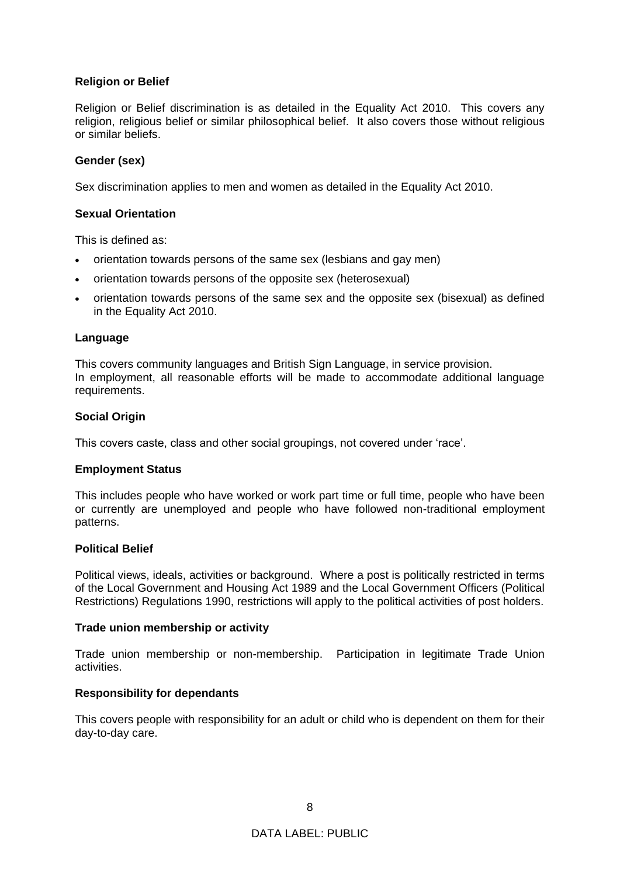**Religion or Belief**

Religion or Belief discrimination is as detailed in the Equality Act 2010. This covers any religion, religious belief or similar philosophical belief. It also covers those without religious or similar beliefs.

**Gender (sex)**

Sex discrimination applies to men and women as detailed in the Equality Act 2010.

**Sexual Orientation**

This is defined as:

- orientation towards persons of the same sex (lesbians and gay men)
- orientation towards persons of the opposite sex (heterosexual)
- orientation towards persons of the same sex and the opposite sex (bisexual) as defined in the Equality Act 2010.

**Language**

This covers community languages and British Sign Language, in service provision.
In employment, all reasonable efforts will be made to accommodate additional language requirements.

**Social Origin**

This covers caste, class and other social groupings, not covered under 'race'.

**Employment Status**

This includes people who have worked or work part time or full time, people who have been or currently are unemployed and people who have followed non-traditional employment patterns.

**Political Belief**

Political views, ideals, activities or background. Where a post is politically restricted in terms of the Local Government and Housing Act 1989 and the Local Government Officers (Political Restrictions) Regulations 1990, restrictions will apply to the political activities of post holders.

**Trade union membership or activity**

Trade union membership or non-membership. Participation in legitimate Trade Union activities.

**Responsibility for dependants**

This covers people with responsibility for an adult or child who is dependent on them for their day-to-day care.

DATA LABEL: PUBLIC